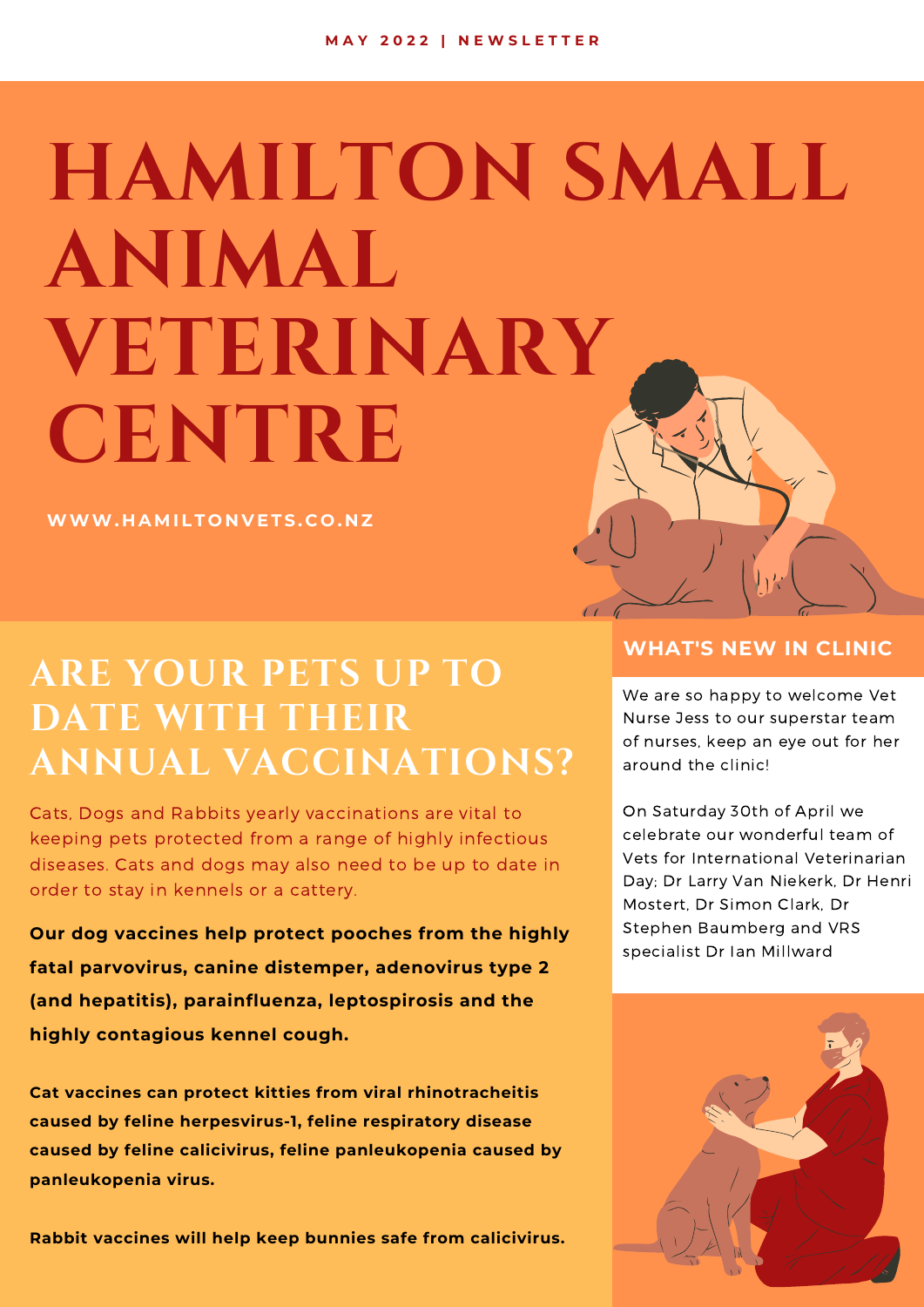MAY 2022 | NEWSLETTER

# HAMILTON SMALL ANIMAL VETERINARY CENTRE

**WWW.HAMILTONVETS.CO.NZ**

## ARE YOUR PETS UP TO DATE WITH THEIR ANNUAL VACCINATIONS?

Cats, Dogs and Rabbits yearly vaccinations are vital to keeping pets protected from a range of highly infectious diseases. Cats and dogs may also need to be up to date in order to stay in kennels or a cattery.

**Our dog vaccines help protect pooches from the highly fatal parvovirus, canine distemper, adenovirus type 2 (and hepatitis), parainfluenza, leptospirosis and the highly contagious kennel cough.**

**Cat vaccines can protect kitties from viral rhinotracheitis caused by feline herpesvirus-1, feline respiratory disease caused by feline calicivirus, feline panleukopenia caused by panleukopenia virus.**

**Rabbit vaccines will help keep bunnies safe from calicivirus.**

### WHAT'S NEW IN CLINIC

We are so happy to welcome Vet Nurse Jess to our superstar team of nurses, keep an eye out for her around the clinic!

On Saturday 30th of April we celebrate our wonderful team of Vets for International Veterinarian Day; Dr Larry Van Niekerk, Dr Henri Mostert, Dr Simon Clark, Dr Stephen Baumberg and VRS specialist Dr Ian Millward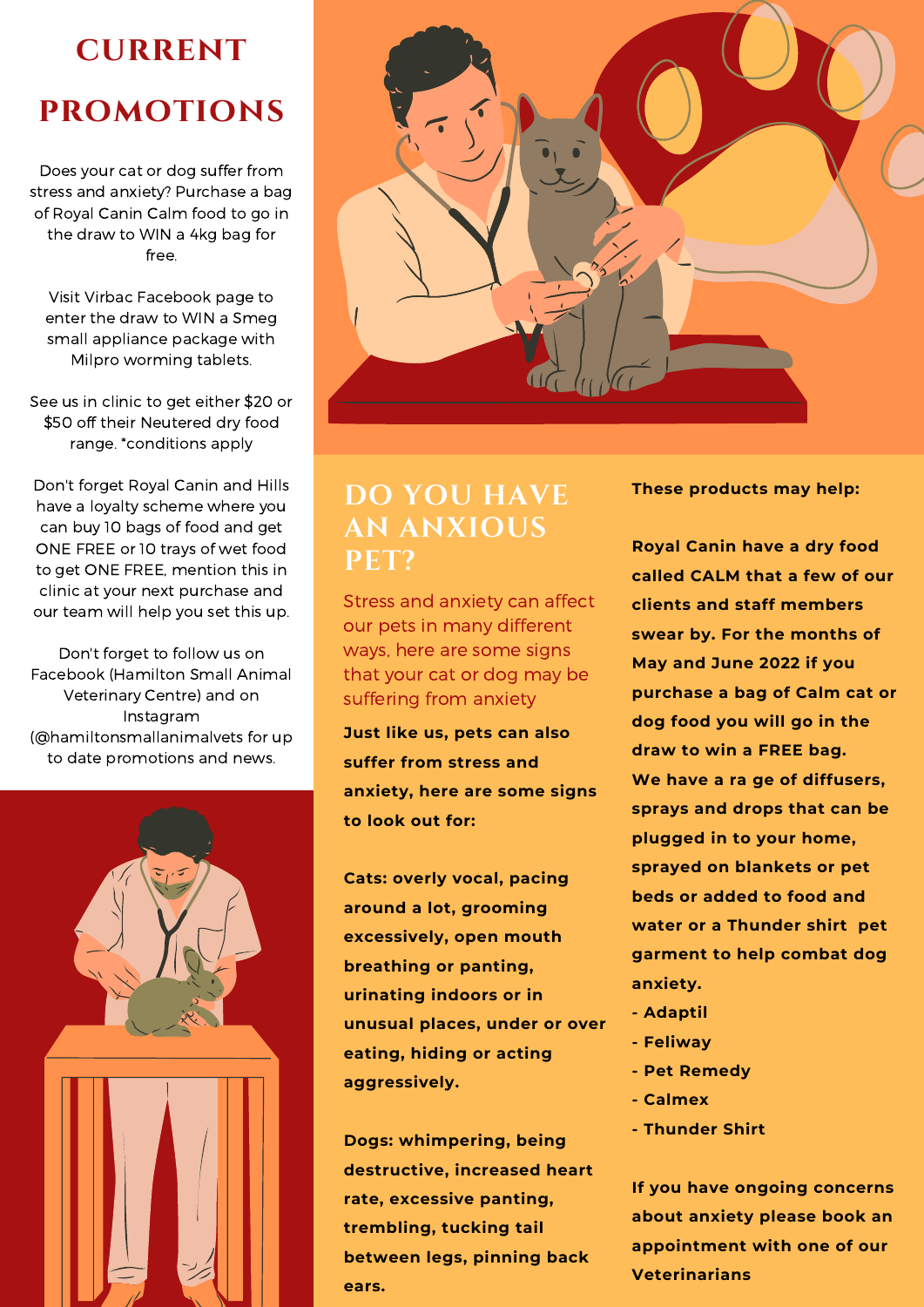# CURRENT PROMOTIONS

Does your cat or dog suffer from stress and anxiety? Purchase a bag of Royal Canin Calm food to go in the draw to WIN a 4kg bag for free.

Visit Virbac Facebook page to enter the draw to WIN a Smeg small appliance package with Milpro worming tablets.

See us in clinic to get either $20 or $50 off their Neutered dry food range. *conditions apply

Don't forget Royal Canin and Hills have a loyalty scheme where you can buy 10 bags of food and get ONE FREE or 10 trays of wet food to get ONE FREE, mention this in clinic at your next purchase and our team will help you set this up.

Don't forget to follow us on Facebook (Hamilton Small Animal Veterinary Centre) and on Instagram (@hamiltonsmallanimalvets for up to date promotions and news.

# DO YOU HAVE AN ANXIOUS PET?

Stress and anxiety can affect our pets in many different ways, here are some signs that your cat or dog may be suffering from anxiety

**Just like us, pets can also suffer from stress and anxiety, here are some signs to look out for:**

**Cats: overly vocal, pacing around a lot, grooming excessively, open mouth breathing or panting, urinating indoors or in unusual places, under or over eating, hiding or acting aggressively.**

**Dogs: whimpering, being destructive, increased heart rate, excessive panting, trembling, tucking tail between legs, pinning back ears.**

**These products may help:**

**Royal Canin have a dry food called CALM that a few of our clients and staff members swear by. For the months of May and June 2022 if you purchase a bag of Calm cat or dog food you will go in the draw to win a FREE bag.**

**We have a ra ge of diffusers, sprays and drops that can be plugged in to your home, sprayed on blankets or pet beds or added to food and water or a Thunder shirt pet garment to help combat dog anxiety.**

- **Adaptil**
- **Feliway**
- **Pet Remedy**
- **Calmex**
- **Thunder Shirt**

**If you have ongoing concerns about anxiety please book an appointment with one of our Veterinarians**